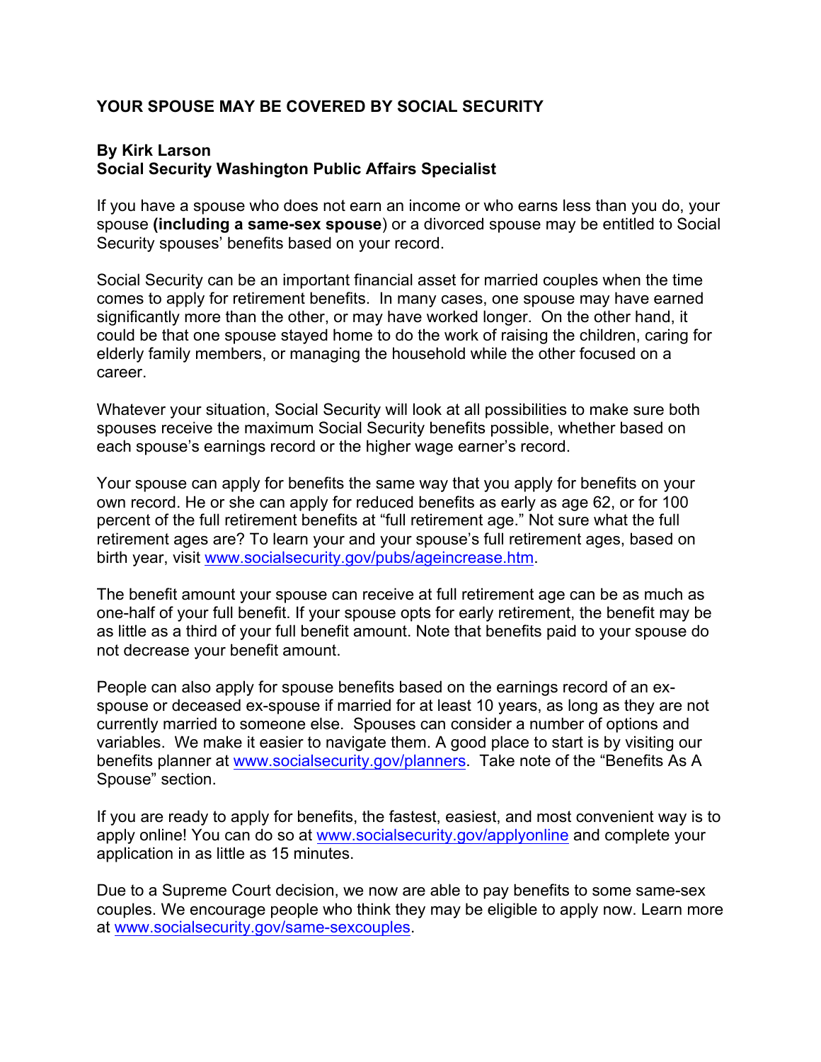# YOUR SPOUSE MAY BE COVERED BY SOCIAL SECURITY

**By Kirk Larson**
**Social Security Washington Public Affairs Specialist**

If you have a spouse who does not earn an income or who earns less than you do, your spouse **(including a same-sex spouse**) or a divorced spouse may be entitled to Social Security spouses' benefits based on your record.

Social Security can be an important financial asset for married couples when the time comes to apply for retirement benefits. In many cases, one spouse may have earned significantly more than the other, or may have worked longer. On the other hand, it could be that one spouse stayed home to do the work of raising the children, caring for elderly family members, or managing the household while the other focused on a career.

Whatever your situation, Social Security will look at all possibilities to make sure both spouses receive the maximum Social Security benefits possible, whether based on each spouse's earnings record or the higher wage earner's record.

Your spouse can apply for benefits the same way that you apply for benefits on your own record. He or she can apply for reduced benefits as early as age 62, or for 100 percent of the full retirement benefits at "full retirement age." Not sure what the full retirement ages are? To learn your and your spouse's full retirement ages, based on birth year, visit www.socialsecurity.gov/pubs/ageincrease.htm.

The benefit amount your spouse can receive at full retirement age can be as much as one-half of your full benefit. If your spouse opts for early retirement, the benefit may be as little as a third of your full benefit amount. Note that benefits paid to your spouse do not decrease your benefit amount.

People can also apply for spouse benefits based on the earnings record of an ex-spouse or deceased ex-spouse if married for at least 10 years, as long as they are not currently married to someone else. Spouses can consider a number of options and variables. We make it easier to navigate them. A good place to start is by visiting our benefits planner at www.socialsecurity.gov/planners. Take note of the "Benefits As A Spouse" section.

If you are ready to apply for benefits, the fastest, easiest, and most convenient way is to apply online! You can do so at www.socialsecurity.gov/applyonline and complete your application in as little as 15 minutes.

Due to a Supreme Court decision, we now are able to pay benefits to some same-sex couples. We encourage people who think they may be eligible to apply now. Learn more at www.socialsecurity.gov/same-sexcouples.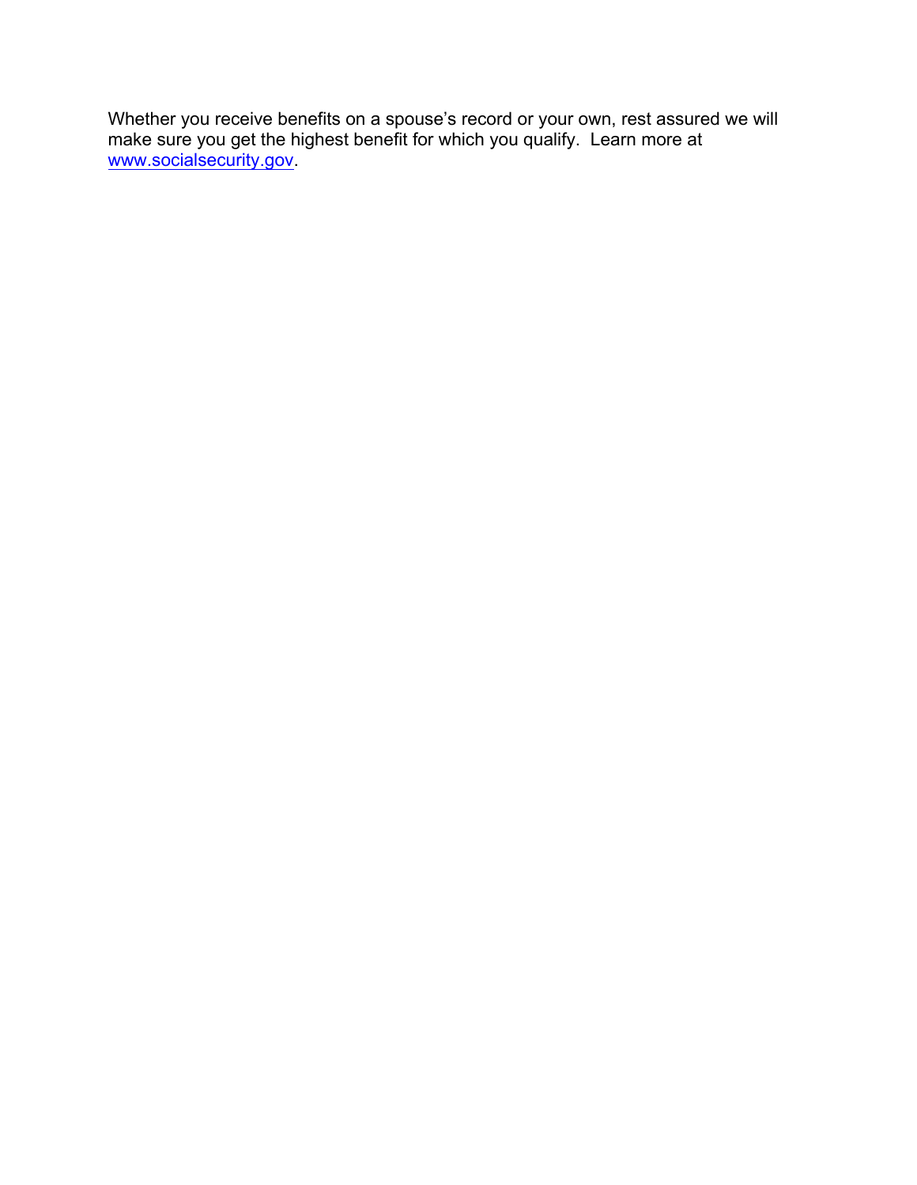Whether you receive benefits on a spouse's record or your own, rest assured we will make sure you get the highest benefit for which you qualify. Learn more at [www.socialsecurity.gov](http://www.socialsecurity.gov).